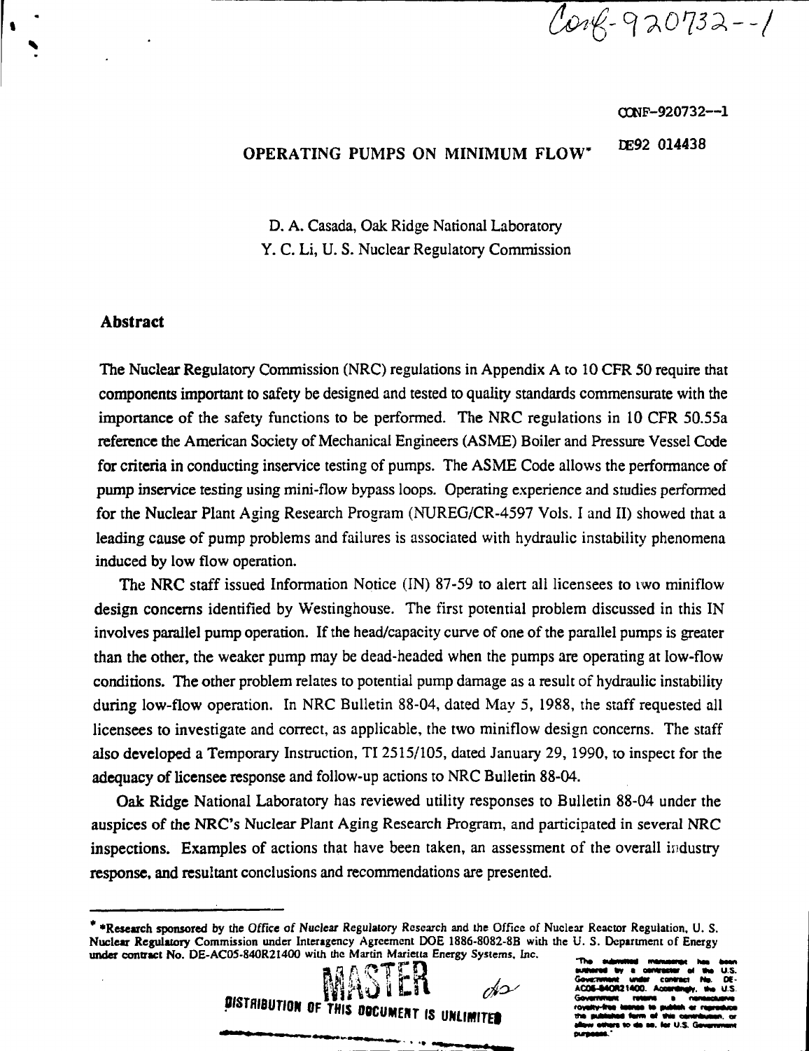Conf-920732--1

CONF-920732--1

DE92 014438

# OPERATING PUMPS ON MINIMUM FLOW*

D. A. Casada, Oak Ridge National Laboratory
Y. C. Li, U. S. Nuclear Regulatory Commission

## Abstract

The Nuclear Regulatory Commission (NRC) regulations in Appendix A to 10 CFR 50 require that components important to safety be designed and tested to quality standards commensurate with the importance of the safety functions to be performed. The NRC regulations in 10 CFR 50.55a reference the American Society of Mechanical Engineers (ASME) Boiler and Pressure Vessel Code for criteria in conducting inservice testing of pumps. The ASME Code allows the performance of pump inservice testing using mini-flow bypass loops. Operating experience and studies performed for the Nuclear Plant Aging Research Program (NUREG/CR-4597 Vols. I and II) showed that a leading cause of pump problems and failures is associated with hydraulic instability phenomena induced by low flow operation.

The NRC staff issued Information Notice (IN) 87-59 to alert all licensees to two miniflow design concerns identified by Westinghouse. The first potential problem discussed in this IN involves parallel pump operation. If the head/capacity curve of one of the parallel pumps is greater than the other, the weaker pump may be dead-headed when the pumps are operating at low-flow conditions. The other problem relates to potential pump damage as a result of hydraulic instability during low-flow operation. In NRC Bulletin 88-04, dated May 5, 1988, the staff requested all licensees to investigate and correct, as applicable, the two miniflow design concerns. The staff also developed a Temporary Instruction, TI 2515/105, dated January 29, 1990, to inspect for the adequacy of licensee response and follow-up actions to NRC Bulletin 88-04.

Oak Ridge National Laboratory has reviewed utility responses to Bulletin 88-04 under the auspices of the NRC's Nuclear Plant Aging Research Program, and participated in several NRC inspections. Examples of actions that have been taken, an assessment of the overall industry response, and resultant conclusions and recommendations are presented.

---

* *Research sponsored by the Office of Nuclear Regulatory Research and the Office of Nuclear Reactor Regulation, U. S. Nuclear Regulatory Commission under Interagency Agreement DOE 1886-8082-8B with the U. S. Department of Energy under contract No. DE-AC05-840R21400 with the Martin Marietta Energy Systems, Inc.

"The submitted manuscript has been authored by a contractor of the U.S. Government under contract No. DE-AC05-84OR21400. Accordingly, the U.S. Government retains a nonexclusive, royalty-free license to publish or reproduce the published form of this contribution, or allow others to do so, for U.S. Government purposes."

MASTER

DISTRIBUTION OF THIS DOCUMENT IS UNLIMITED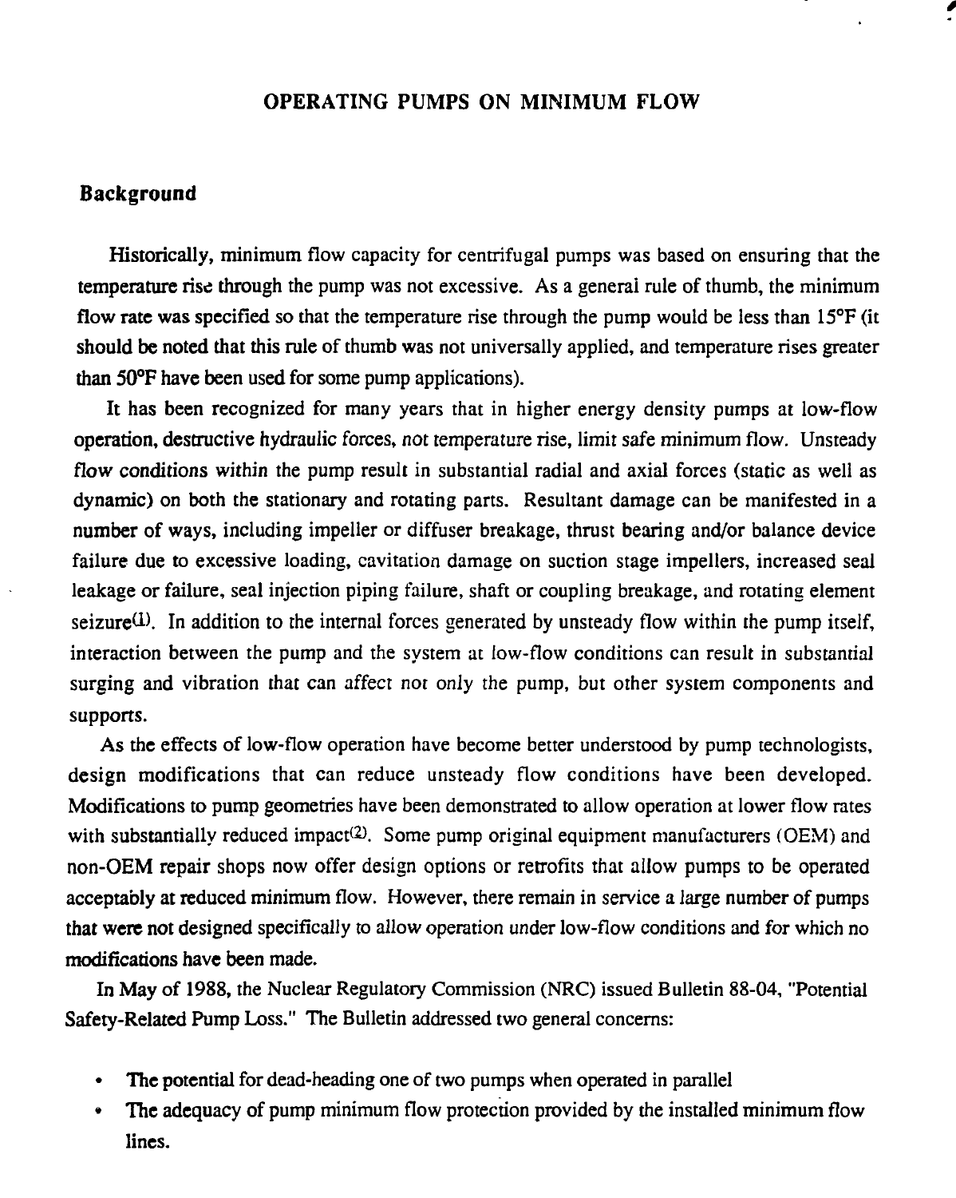# OPERATING PUMPS ON MINIMUM FLOW

## Background

Historically, minimum flow capacity for centrifugal pumps was based on ensuring that the temperature rise through the pump was not excessive. As a general rule of thumb, the minimum flow rate was specified so that the temperature rise through the pump would be less than 15°F (it should be noted that this rule of thumb was not universally applied, and temperature rises greater than 50°F have been used for some pump applications).

It has been recognized for many years that in higher energy density pumps at low-flow operation, destructive hydraulic forces, not temperature rise, limit safe minimum flow. Unsteady flow conditions within the pump result in substantial radial and axial forces (static as well as dynamic) on both the stationary and rotating parts. Resultant damage can be manifested in a number of ways, including impeller or diffuser breakage, thrust bearing and/or balance device failure due to excessive loading, cavitation damage on suction stage impellers, increased seal leakage or failure, seal injection piping failure, shaft or coupling breakage, and rotating element seizure(1). In addition to the internal forces generated by unsteady flow within the pump itself, interaction between the pump and the system at low-flow conditions can result in substantial surging and vibration that can affect not only the pump, but other system components and supports.

As the effects of low-flow operation have become better understood by pump technologists, design modifications that can reduce unsteady flow conditions have been developed. Modifications to pump geometries have been demonstrated to allow operation at lower flow rates with substantially reduced impact(2). Some pump original equipment manufacturers (OEM) and non-OEM repair shops now offer design options or retrofits that allow pumps to be operated acceptably at reduced minimum flow. However, there remain in service a large number of pumps that were not designed specifically to allow operation under low-flow conditions and for which no modifications have been made.

In May of 1988, the Nuclear Regulatory Commission (NRC) issued Bulletin 88-04, "Potential Safety-Related Pump Loss." The Bulletin addressed two general concerns:

- The potential for dead-heading one of two pumps when operated in parallel
- The adequacy of pump minimum flow protection provided by the installed minimum flow lines.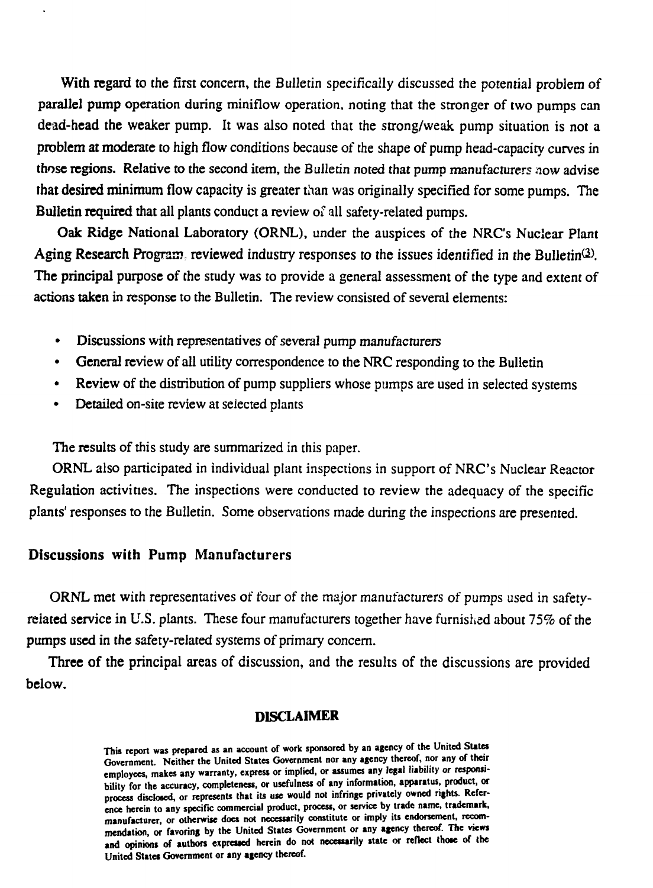With regard to the first concern, the Bulletin specifically discussed the potential problem of parallel pump operation during miniflow operation, noting that the stronger of two pumps can dead-head the weaker pump. It was also noted that the strong/weak pump situation is not a problem at moderate to high flow conditions because of the shape of pump head-capacity curves in those regions. Relative to the second item, the Bulletin noted that pump manufacturers now advise that desired minimum flow capacity is greater than was originally specified for some pumps. The Bulletin required that all plants conduct a review of all safety-related pumps.

Oak Ridge National Laboratory (ORNL), under the auspices of the NRC's Nuclear Plant Aging Research Program, reviewed industry responses to the issues identified in the Bulletin[3]. The principal purpose of the study was to provide a general assessment of the type and extent of actions taken in response to the Bulletin. The review consisted of several elements:

- Discussions with representatives of several pump manufacturers
- General review of all utility correspondence to the NRC responding to the Bulletin
- Review of the distribution of pump suppliers whose pumps are used in selected systems
- Detailed on-site review at selected plants

The results of this study are summarized in this paper.

ORNL also participated in individual plant inspections in support of NRC's Nuclear Reactor Regulation activities. The inspections were conducted to review the adequacy of the specific plants' responses to the Bulletin. Some observations made during the inspections are presented.

## Discussions with Pump Manufacturers

ORNL met with representatives of four of the major manufacturers of pumps used in safety-related service in U.S. plants. These four manufacturers together have furnished about 75% of the pumps used in the safety-related systems of primary concern.

Three of the principal areas of discussion, and the results of the discussions are provided below.

### DISCLAIMER

This report was prepared as an account of work sponsored by an agency of the United States Government. Neither the United States Government nor any agency thereof, nor any of their employees, makes any warranty, express or implied, or assumes any legal liability or responsibility for the accuracy, completeness, or usefulness of any information, apparatus, product, or process disclosed, or represents that its use would not infringe privately owned rights. Reference herein to any specific commercial product, process, or service by trade name, trademark, manufacturer, or otherwise does not necessarily constitute or imply its endorsement, recommendation, or favoring by the United States Government or any agency thereof. The views and opinions of authors expressed herein do not necessarily state or reflect those of the United States Government or any agency thereof.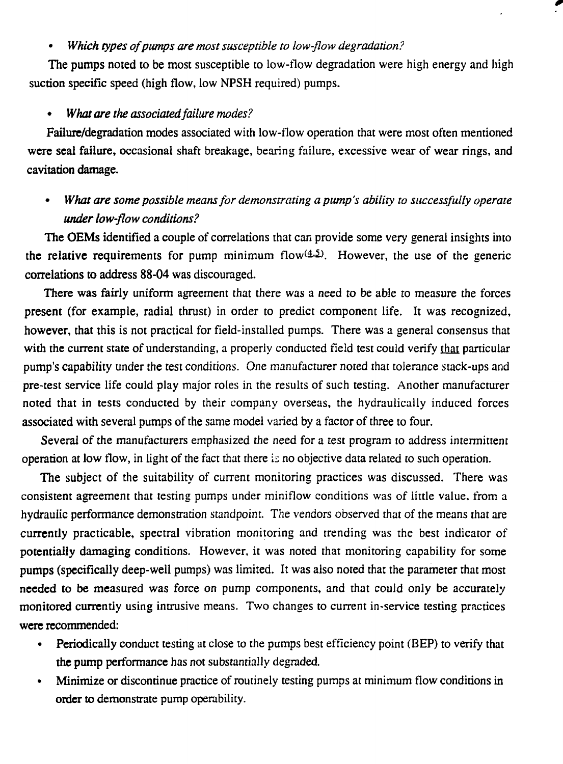- *Which types of pumps are most susceptible to low-flow degradation?*

The pumps noted to be most susceptible to low-flow degradation were high energy and high suction specific speed (high flow, low NPSH required) pumps.

- *What are the associated failure modes?*

Failure/degradation modes associated with low-flow operation that were most often mentioned were seal failure, occasional shaft breakage, bearing failure, excessive wear of wear rings, and cavitation damage.

- *What are some possible means for demonstrating a pump's ability to successfully operate under low-flow conditions?*

The OEMs identified a couple of correlations that can provide some very general insights into the relative requirements for pump minimum flow[4,5]. However, the use of the generic correlations to address 88-04 was discouraged.

There was fairly uniform agreement that there was a need to be able to measure the forces present (for example, radial thrust) in order to predict component life. It was recognized, however, that this is not practical for field-installed pumps. There was a general consensus that with the current state of understanding, a properly conducted field test could verify that particular pump's capability under the test conditions. One manufacturer noted that tolerance stack-ups and pre-test service life could play major roles in the results of such testing. Another manufacturer noted that in tests conducted by their company overseas, the hydraulically induced forces associated with several pumps of the same model varied by a factor of three to four.

Several of the manufacturers emphasized the need for a test program to address intermittent operation at low flow, in light of the fact that there is no objective data related to such operation.

The subject of the suitability of current monitoring practices was discussed. There was consistent agreement that testing pumps under miniflow conditions was of little value, from a hydraulic performance demonstration standpoint. The vendors observed that of the means that are currently practicable, spectral vibration monitoring and trending was the best indicator of potentially damaging conditions. However, it was noted that monitoring capability for some pumps (specifically deep-well pumps) was limited. It was also noted that the parameter that most needed to be measured was force on pump components, and that could only be accurately monitored currently using intrusive means. Two changes to current in-service testing practices were recommended:

- Periodically conduct testing at close to the pumps best efficiency point (BEP) to verify that the pump performance has not substantially degraded.
- Minimize or discontinue practice of routinely testing pumps at minimum flow conditions in order to demonstrate pump operability.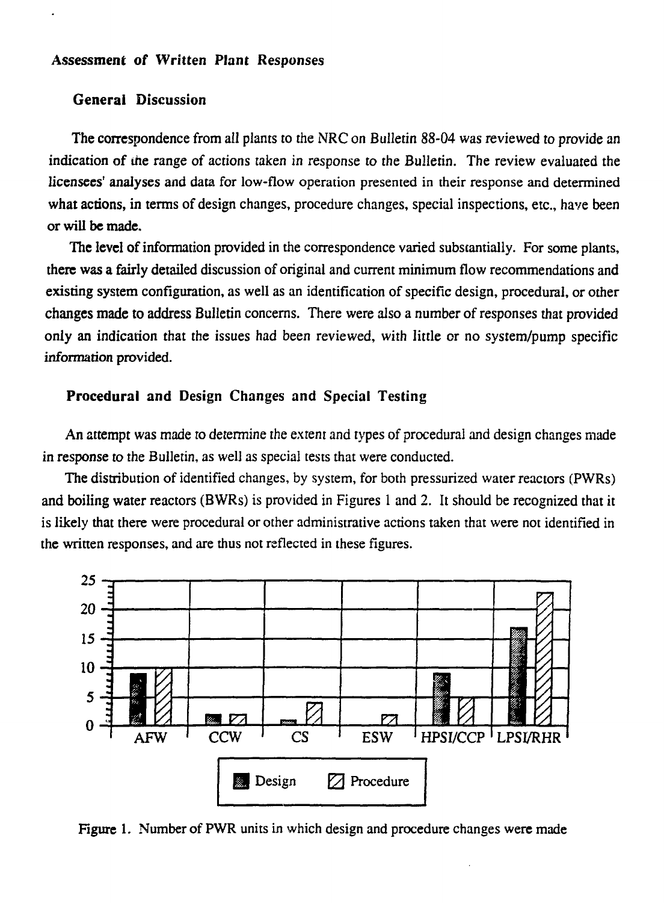### Assessment of Written Plant Responses

#### General Discussion

The correspondence from all plants to the NRC on Bulletin 88-04 was reviewed to provide an indication of the range of actions taken in response to the Bulletin. The review evaluated the licensees' analyses and data for low-flow operation presented in their response and determined what actions, in terms of design changes, procedure changes, special inspections, etc., have been or will be made.

The level of information provided in the correspondence varied substantially. For some plants, there was a fairly detailed discussion of original and current minimum flow recommendations and existing system configuration, as well as an identification of specific design, procedural, or other changes made to address Bulletin concerns. There were also a number of responses that provided only an indication that the issues had been reviewed, with little or no system/pump specific information provided.

#### Procedural and Design Changes and Special Testing

An attempt was made to determine the extent and types of procedural and design changes made in response to the Bulletin, as well as special tests that were conducted.

The distribution of identified changes, by system, for both pressurized water reactors (PWRs) and boiling water reactors (BWRs) is provided in Figures 1 and 2. It should be recognized that it is likely that there were procedural or other administrative actions taken that were not identified in the written responses, and are thus not reflected in these figures.

| System | Design | Procedure |
|---|---|---|
| AFW | 9 | 10 |
| CCW | 2 | 2 |
| CS | 1 | 4 |
| ESW | 0 | 2 |
| HPSI/CCP | 9 | 5 |
| LPSI/RHR | 17 | 23 |

Figure 1. Number of PWR units in which design and procedure changes were made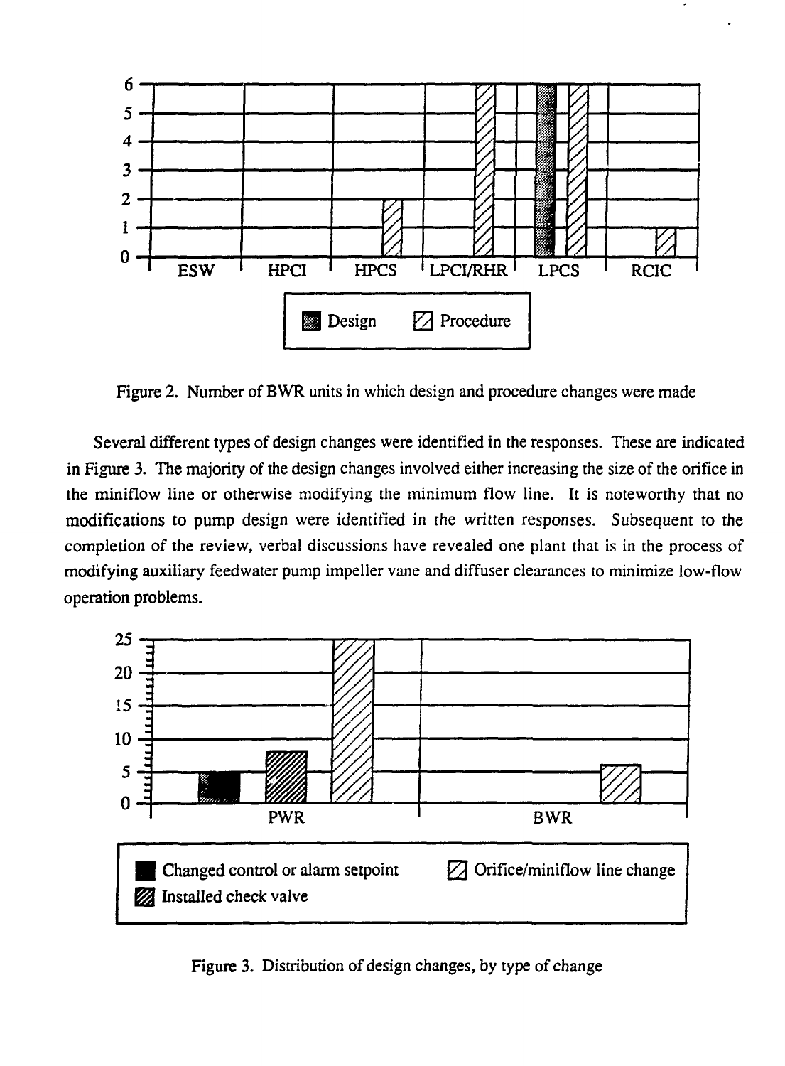Figure 2. Number of BWR units in which design and procedure changes were made

Several different types of design changes were identified in the responses. These are indicated in Figure 3. The majority of the design changes involved either increasing the size of the orifice in the miniflow line or otherwise modifying the minimum flow line. It is noteworthy that no modifications to pump design were identified in the written responses. Subsequent to the completion of the review, verbal discussions have revealed one plant that is in the process of modifying auxiliary feedwater pump impeller vane and diffuser clearances to minimize low-flow operation problems.

Figure 3. Distribution of design changes, by type of change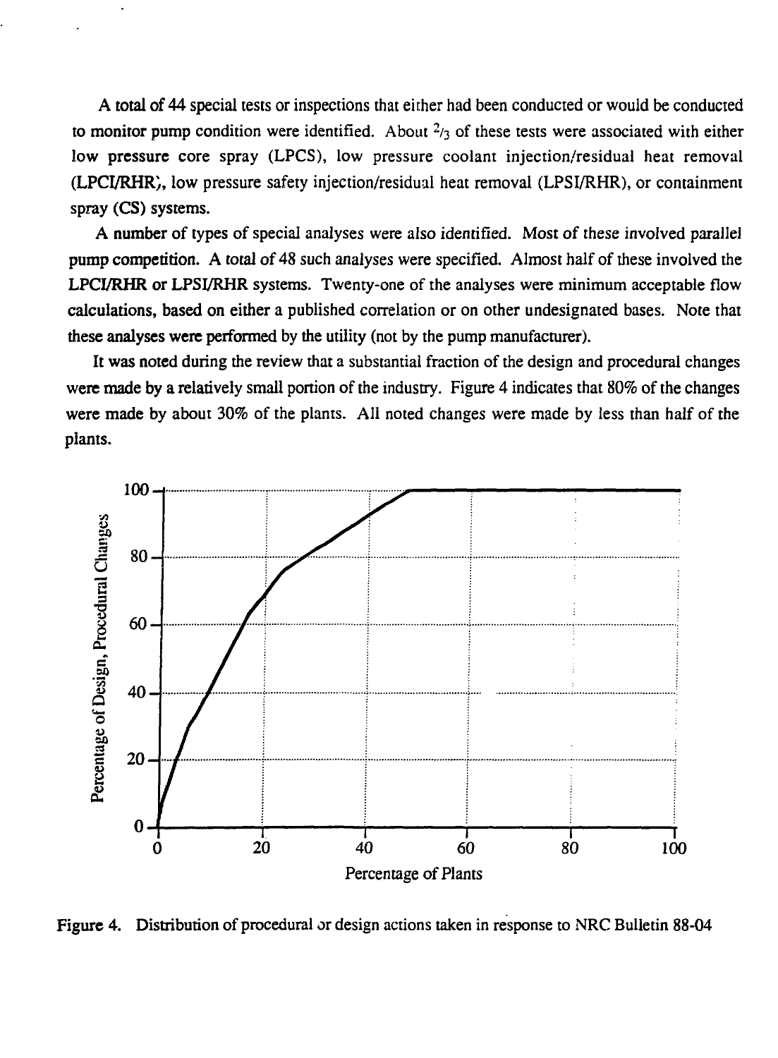A total of 44 special tests or inspections that either had been conducted or would be conducted to monitor pump condition were identified. About 2/3 of these tests were associated with either low pressure core spray (LPCS), low pressure coolant injection/residual heat removal (LPCI/RHR), low pressure safety injection/residual heat removal (LPSI/RHR), or containment spray (CS) systems.

A number of types of special analyses were also identified. Most of these involved parallel pump competition. A total of 48 such analyses were specified. Almost half of these involved the LPCI/RHR or LPSI/RHR systems. Twenty-one of the analyses were minimum acceptable flow calculations, based on either a published correlation or on other undesignated bases. Note that these analyses were performed by the utility (not by the pump manufacturer).

It was noted during the review that a substantial fraction of the design and procedural changes were made by a relatively small portion of the industry. Figure 4 indicates that 80% of the changes were made by about 30% of the plants. All noted changes were made by less than half of the plants.

Figure 4. Distribution of procedural or design actions taken in response to NRC Bulletin 88-04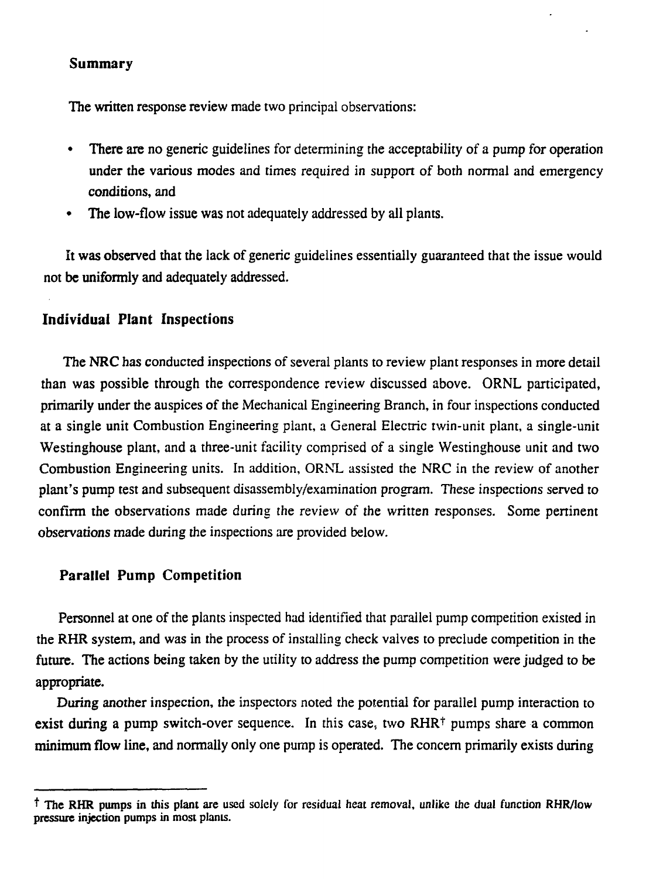### Summary

The written response review made two principal observations:

- There are no generic guidelines for determining the acceptability of a pump for operation under the various modes and times required in support of both normal and emergency conditions, and
- The low-flow issue was not adequately addressed by all plants.

It was observed that the lack of generic guidelines essentially guaranteed that the issue would not be uniformly and adequately addressed.

## Individual Plant Inspections

The NRC has conducted inspections of several plants to review plant responses in more detail than was possible through the correspondence review discussed above. ORNL participated, primarily under the auspices of the Mechanical Engineering Branch, in four inspections conducted at a single unit Combustion Engineering plant, a General Electric twin-unit plant, a single-unit Westinghouse plant, and a three-unit facility comprised of a single Westinghouse unit and two Combustion Engineering units. In addition, ORNL assisted the NRC in the review of another plant's pump test and subsequent disassembly/examination program. These inspections served to confirm the observations made during the review of the written responses. Some pertinent observations made during the inspections are provided below.

### Parallel Pump Competition

Personnel at one of the plants inspected had identified that parallel pump competition existed in the RHR system, and was in the process of installing check valves to preclude competition in the future. The actions being taken by the utility to address the pump competition were judged to be appropriate.

During another inspection, the inspectors noted the potential for parallel pump interaction to exist during a pump switch-over sequence. In this case, two RHR† pumps share a common minimum flow line, and normally only one pump is operated. The concern primarily exists during

† The RHR pumps in this plant are used solely for residual heat removal, unlike the dual function RHR/low pressure injection pumps in most plants.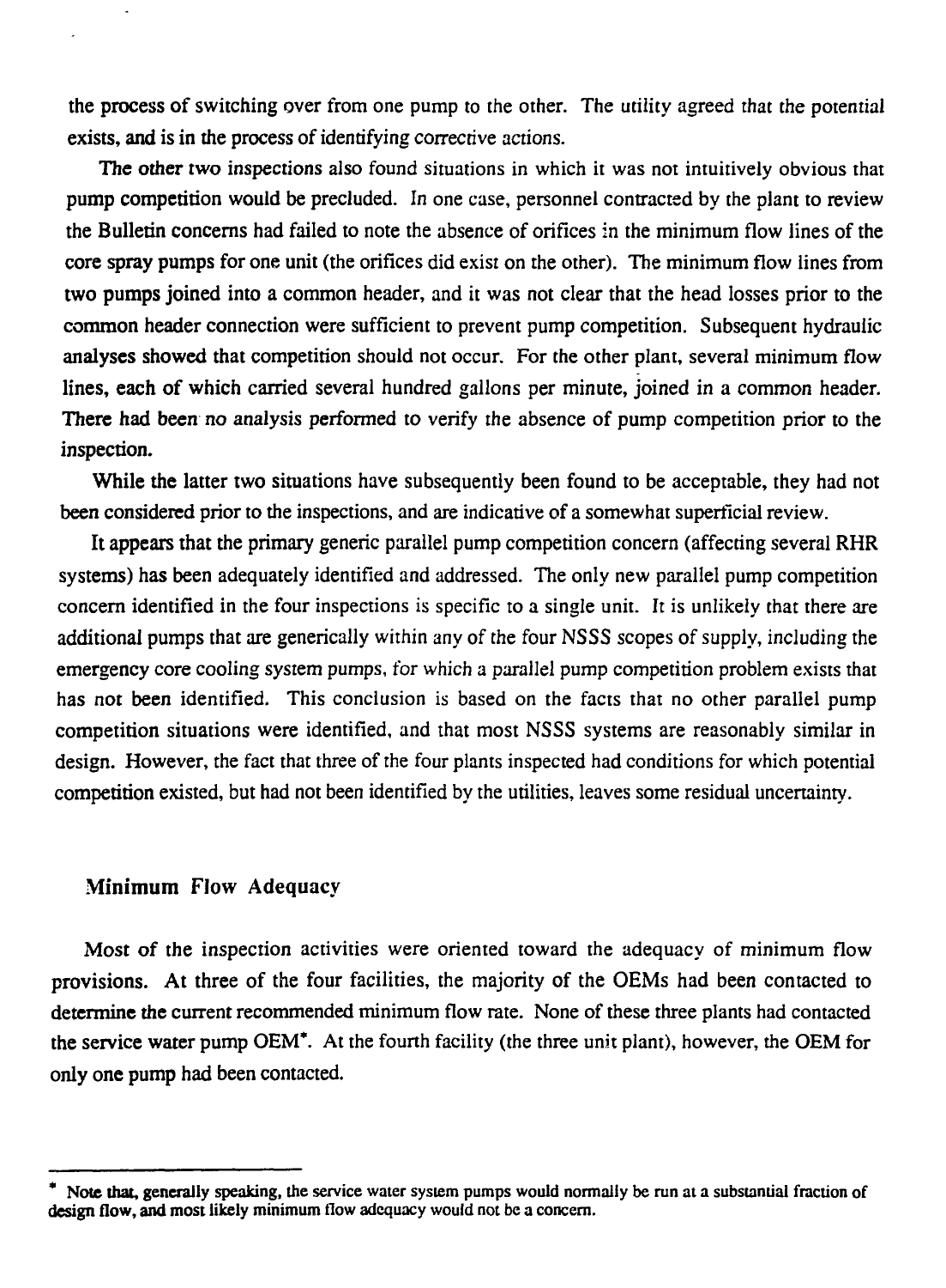the process of switching over from one pump to the other. The utility agreed that the potential exists, and is in the process of identifying corrective actions.

The other two inspections also found situations in which it was not intuitively obvious that pump competition would be precluded. In one case, personnel contracted by the plant to review the Bulletin concerns had failed to note the absence of orifices in the minimum flow lines of the core spray pumps for one unit (the orifices did exist on the other). The minimum flow lines from two pumps joined into a common header, and it was not clear that the head losses prior to the common header connection were sufficient to prevent pump competition. Subsequent hydraulic analyses showed that competition should not occur. For the other plant, several minimum flow lines, each of which carried several hundred gallons per minute, joined in a common header. There had been no analysis performed to verify the absence of pump competition prior to the inspection.

While the latter two situations have subsequently been found to be acceptable, they had not been considered prior to the inspections, and are indicative of a somewhat superficial review.

It appears that the primary generic parallel pump competition concern (affecting several RHR systems) has been adequately identified and addressed. The only new parallel pump competition concern identified in the four inspections is specific to a single unit. It is unlikely that there are additional pumps that are generically within any of the four NSSS scopes of supply, including the emergency core cooling system pumps, for which a parallel pump competition problem exists that has not been identified. This conclusion is based on the facts that no other parallel pump competition situations were identified, and that most NSSS systems are reasonably similar in design. However, the fact that three of the four plants inspected had conditions for which potential competition existed, but had not been identified by the utilities, leaves some residual uncertainty.

## Minimum Flow Adequacy

Most of the inspection activities were oriented toward the adequacy of minimum flow provisions. At three of the four facilities, the majority of the OEMs had been contacted to determine the current recommended minimum flow rate. None of these three plants had contacted the service water pump OEM*. At the fourth facility (the three unit plant), however, the OEM for only one pump had been contacted.

---

* Note that, generally speaking, the service water system pumps would normally be run at a substantial fraction of design flow, and most likely minimum flow adequacy would not be a concern.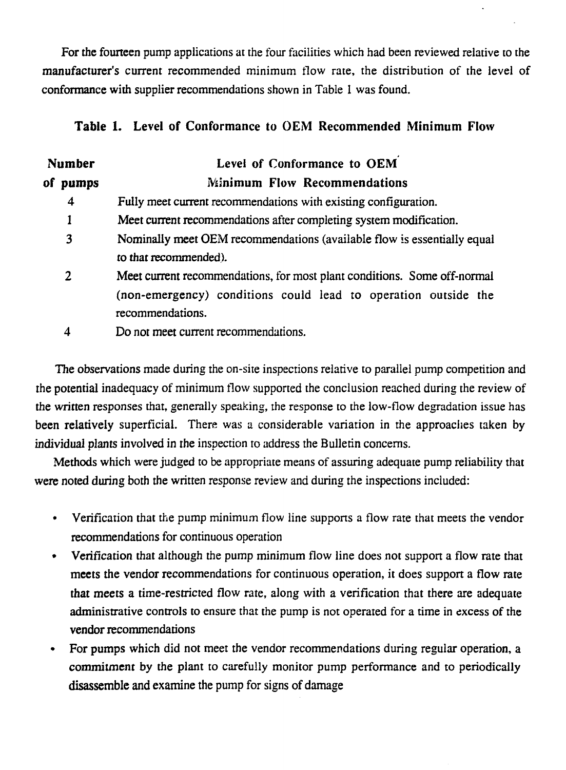For the fourteen pump applications at the four facilities which had been reviewed relative to the manufacturer's current recommended minimum flow rate, the distribution of the level of conformance with supplier recommendations shown in Table 1 was found.

**Table 1. Level of Conformance to OEM Recommended Minimum Flow**

| Number of pumps | Level of Conformance to OEM Minimum Flow Recommendations |
|---|---|
| 4 | Fully meet current recommendations with existing configuration. |
| 1 | Meet current recommendations after completing system modification. |
| 3 | Nominally meet OEM recommendations (available flow is essentially equal to that recommended). |
| 2 | Meet current recommendations, for most plant conditions. Some off-normal (non-emergency) conditions could lead to operation outside the recommendations. |
| 4 | Do not meet current recommendations. |

The observations made during the on-site inspections relative to parallel pump competition and the potential inadequacy of minimum flow supported the conclusion reached during the review of the written responses that, generally speaking, the response to the low-flow degradation issue has been relatively superficial. There was a considerable variation in the approaches taken by individual plants involved in the inspection to address the Bulletin concerns.

Methods which were judged to be appropriate means of assuring adequate pump reliability that were noted during both the written response review and during the inspections included:

- Verification that the pump minimum flow line supports a flow rate that meets the vendor recommendations for continuous operation
- Verification that although the pump minimum flow line does not support a flow rate that meets the vendor recommendations for continuous operation, it does support a flow rate that meets a time-restricted flow rate, along with a verification that there are adequate administrative controls to ensure that the pump is not operated for a time in excess of the vendor recommendations
- For pumps which did not meet the vendor recommendations during regular operation, a commitment by the plant to carefully monitor pump performance and to periodically disassemble and examine the pump for signs of damage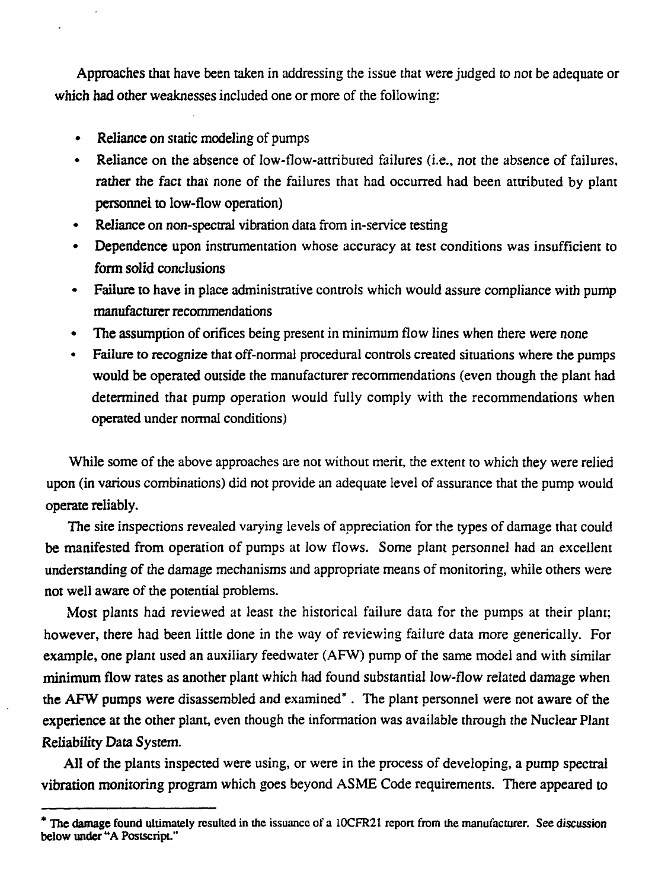Approaches that have been taken in addressing the issue that were judged to not be adequate or which had other weaknesses included one or more of the following:

- Reliance on static modeling of pumps
- Reliance on the absence of low-flow-attributed failures (i.e., not the absence of failures, rather the fact that none of the failures that had occurred had been attributed by plant personnel to low-flow operation)
- Reliance on non-spectral vibration data from in-service testing
- Dependence upon instrumentation whose accuracy at test conditions was insufficient to form solid conclusions
- Failure to have in place administrative controls which would assure compliance with pump manufacturer recommendations
- The assumption of orifices being present in minimum flow lines when there were none
- Failure to recognize that off-normal procedural controls created situations where the pumps would be operated outside the manufacturer recommendations (even though the plant had determined that pump operation would fully comply with the recommendations when operated under normal conditions)

While some of the above approaches are not without merit, the extent to which they were relied upon (in various combinations) did not provide an adequate level of assurance that the pump would operate reliably.

The site inspections revealed varying levels of appreciation for the types of damage that could be manifested from operation of pumps at low flows. Some plant personnel had an excellent understanding of the damage mechanisms and appropriate means of monitoring, while others were not well aware of the potential problems.

Most plants had reviewed at least the historical failure data for the pumps at their plant; however, there had been little done in the way of reviewing failure data more generically. For example, one plant used an auxiliary feedwater (AFW) pump of the same model and with similar minimum flow rates as another plant which had found substantial low-flow related damage when the AFW pumps were disassembled and examined*. The plant personnel were not aware of the experience at the other plant, even though the information was available through the Nuclear Plant Reliability Data System.

All of the plants inspected were using, or were in the process of developing, a pump spectral vibration monitoring program which goes beyond ASME Code requirements. There appeared to

---

* The damage found ultimately resulted in the issuance of a 10CFR21 report from the manufacturer. See discussion below under "A Postscript."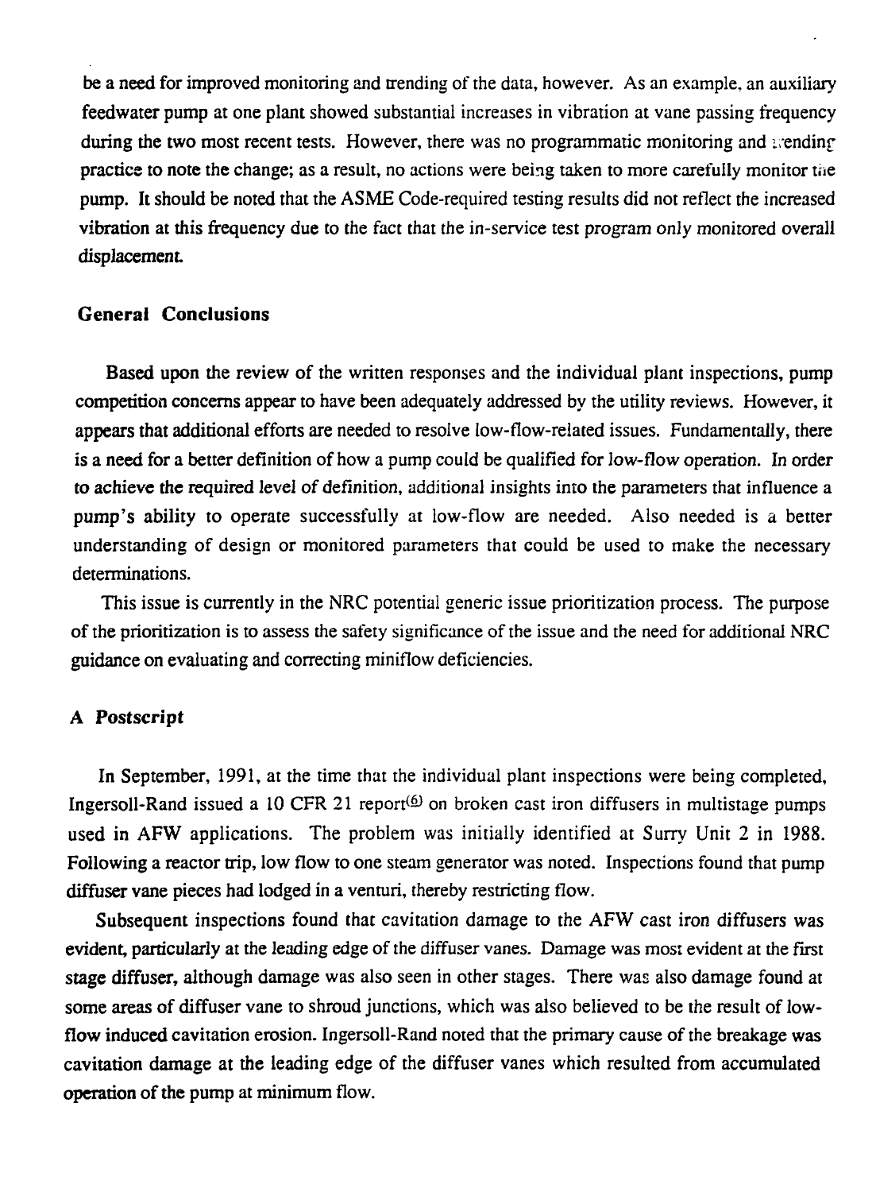be a need for improved monitoring and trending of the data, however. As an example, an auxiliary feedwater pump at one plant showed substantial increases in vibration at vane passing frequency during the two most recent tests. However, there was no programmatic monitoring and trending practice to note the change; as a result, no actions were being taken to more carefully monitor the pump. It should be noted that the ASME Code-required testing results did not reflect the increased vibration at this frequency due to the fact that the in-service test program only monitored overall displacement.

### General Conclusions

Based upon the review of the written responses and the individual plant inspections, pump competition concerns appear to have been adequately addressed by the utility reviews. However, it appears that additional efforts are needed to resolve low-flow-related issues. Fundamentally, there is a need for a better definition of how a pump could be qualified for low-flow operation. In order to achieve the required level of definition, additional insights into the parameters that influence a pump's ability to operate successfully at low-flow are needed. Also needed is a better understanding of design or monitored parameters that could be used to make the necessary determinations.

This issue is currently in the NRC potential generic issue prioritization process. The purpose of the prioritization is to assess the safety significance of the issue and the need for additional NRC guidance on evaluating and correcting miniflow deficiencies.

### A Postscript

In September, 1991, at the time that the individual plant inspections were being completed, Ingersoll-Rand issued a 10 CFR 21 report[6] on broken cast iron diffusers in multistage pumps used in AFW applications. The problem was initially identified at Surry Unit 2 in 1988. Following a reactor trip, low flow to one steam generator was noted. Inspections found that pump diffuser vane pieces had lodged in a venturi, thereby restricting flow.

Subsequent inspections found that cavitation damage to the AFW cast iron diffusers was evident, particularly at the leading edge of the diffuser vanes. Damage was most evident at the first stage diffuser, although damage was also seen in other stages. There was also damage found at some areas of diffuser vane to shroud junctions, which was also believed to be the result of low-flow induced cavitation erosion. Ingersoll-Rand noted that the primary cause of the breakage was cavitation damage at the leading edge of the diffuser vanes which resulted from accumulated operation of the pump at minimum flow.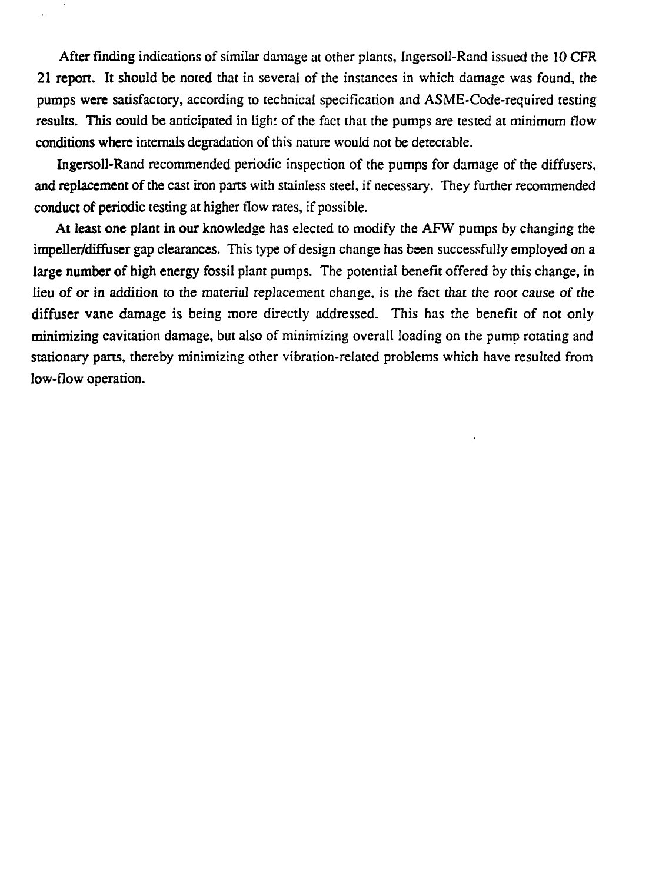After finding indications of similar damage at other plants, Ingersoll-Rand issued the 10 CFR 21 report. It should be noted that in several of the instances in which damage was found, the pumps were satisfactory, according to technical specification and ASME-Code-required testing results. This could be anticipated in light of the fact that the pumps are tested at minimum flow conditions where internals degradation of this nature would not be detectable.

Ingersoll-Rand recommended periodic inspection of the pumps for damage of the diffusers, and replacement of the cast iron parts with stainless steel, if necessary. They further recommended conduct of periodic testing at higher flow rates, if possible.

At least one plant in our knowledge has elected to modify the AFW pumps by changing the impeller/diffuser gap clearances. This type of design change has been successfully employed on a large number of high energy fossil plant pumps. The potential benefit offered by this change, in lieu of or in addition to the material replacement change, is the fact that the root cause of the diffuser vane damage is being more directly addressed. This has the benefit of not only minimizing cavitation damage, but also of minimizing overall loading on the pump rotating and stationary parts, thereby minimizing other vibration-related problems which have resulted from low-flow operation.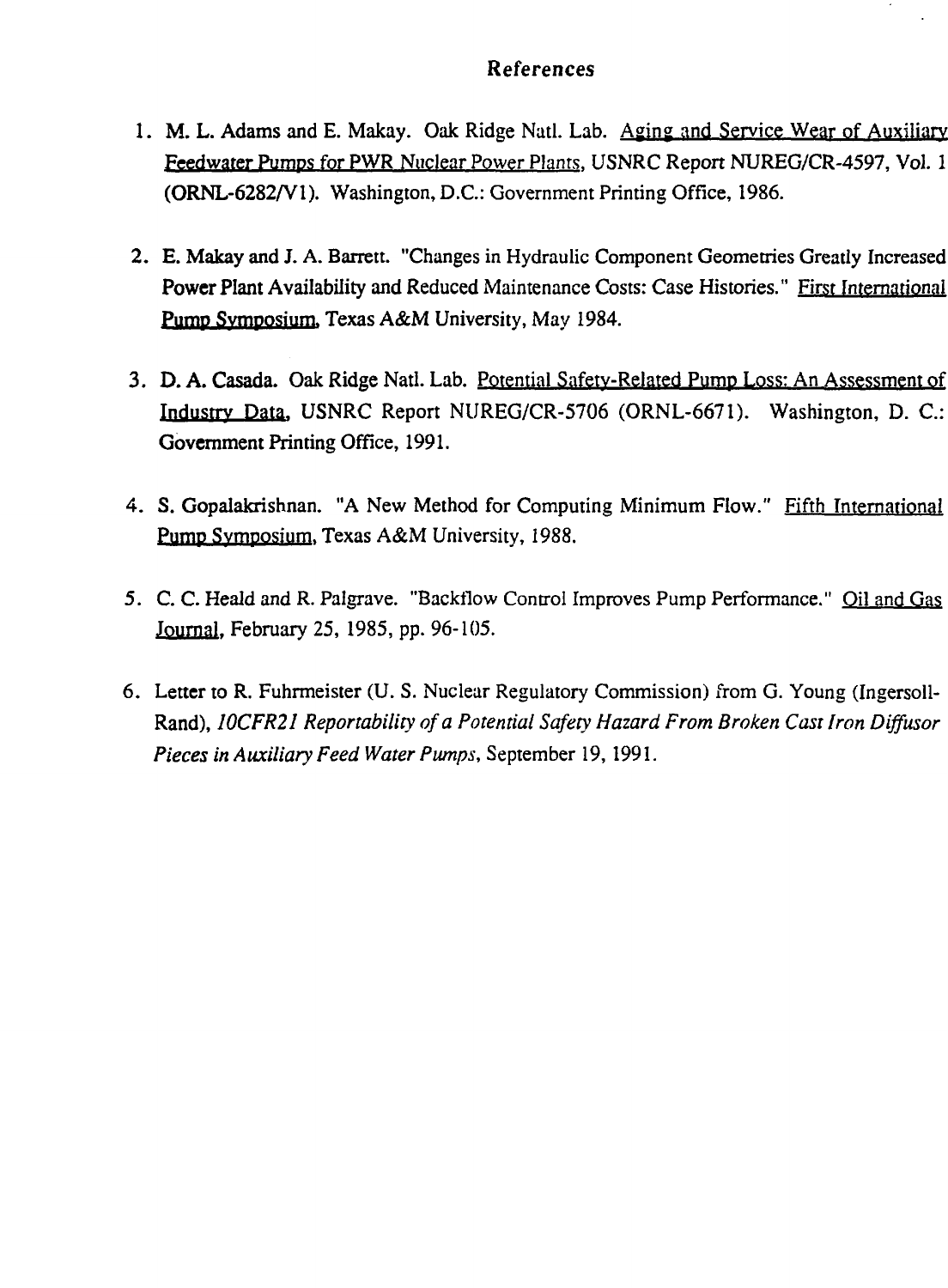## References

1. M. L. Adams and E. Makay. Oak Ridge Natl. Lab. Aging and Service Wear of Auxiliary Feedwater Pumps for PWR Nuclear Power Plants, USNRC Report NUREG/CR-4597, Vol. 1 (ORNL-6282/V1). Washington, D.C.: Government Printing Office, 1986.

2. E. Makay and J. A. Barrett. "Changes in Hydraulic Component Geometries Greatly Increased Power Plant Availability and Reduced Maintenance Costs: Case Histories." First International Pump Symposium, Texas A&M University, May 1984.

3. D. A. Casada. Oak Ridge Natl. Lab. Potential Safety-Related Pump Loss: An Assessment of Industry Data, USNRC Report NUREG/CR-5706 (ORNL-6671). Washington, D. C.: Government Printing Office, 1991.

4. S. Gopalakrishnan. "A New Method for Computing Minimum Flow." Fifth International Pump Symposium, Texas A&M University, 1988.

5. C. C. Heald and R. Palgrave. "Backflow Control Improves Pump Performance." Oil and Gas Journal, February 25, 1985, pp. 96-105.

6. Letter to R. Fuhrmeister (U. S. Nuclear Regulatory Commission) from G. Young (Ingersoll-Rand), *10CFR21 Reportability of a Potential Safety Hazard From Broken Cast Iron Diffusor Pieces in Auxiliary Feed Water Pumps*, September 19, 1991.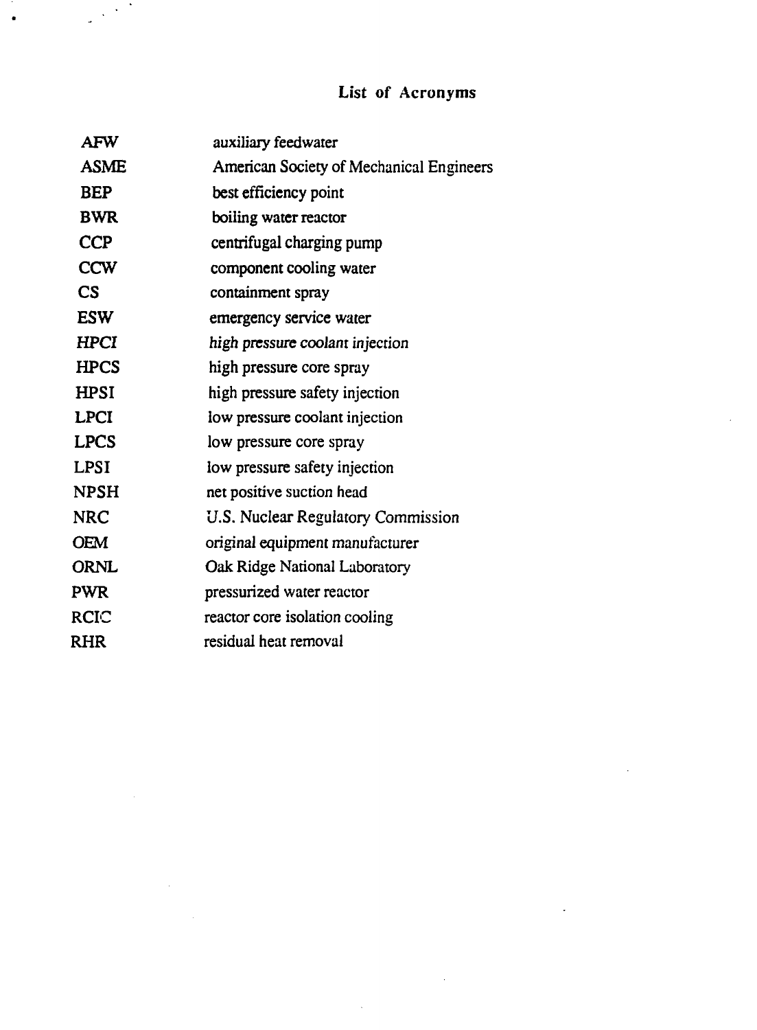# List of Acronyms

| | |
|---|---|
| AFW | auxiliary feedwater |
| ASME | American Society of Mechanical Engineers |
| BEP | best efficiency point |
| BWR | boiling water reactor |
| CCP | centrifugal charging pump |
| CCW | component cooling water |
| CS | containment spray |
| ESW | emergency service water |
| *HPCI* | *high pressure coolant injection* |
| HPCS | high pressure core spray |
| HPSI | high pressure safety injection |
| LPCI | low pressure coolant injection |
| LPCS | low pressure core spray |
| LPSI | low pressure safety injection |
| NPSH | net positive suction head |
| NRC | U.S. Nuclear Regulatory Commission |
| OEM | original equipment manufacturer |
| ORNL | Oak Ridge National Laboratory |
| PWR | pressurized water reactor |
| RCIC | reactor core isolation cooling |
| RHR | residual heat removal |